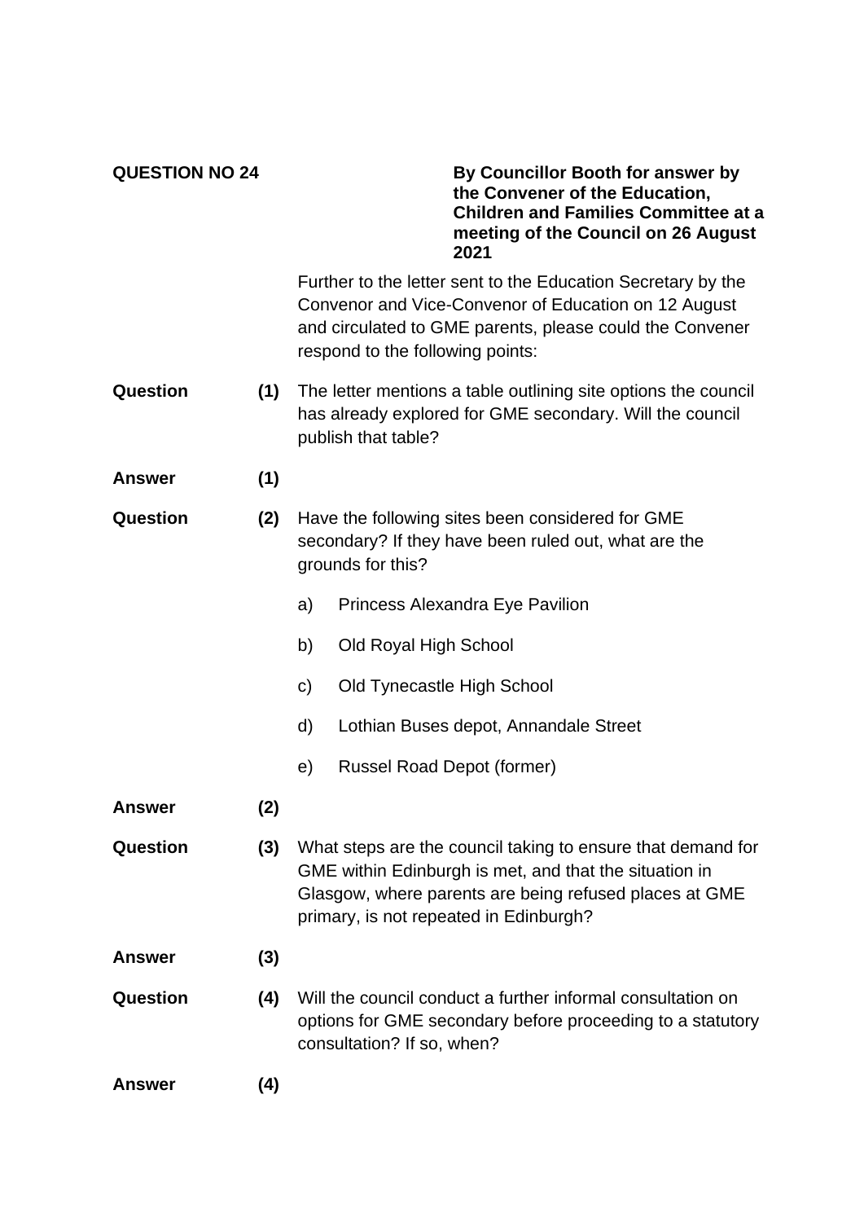**QUESTION NO 24**

**By Councillor Booth for answer by the Convener of the Education, Children and Families Committee at a meeting of the Council on 26 August 2021**

Further to the letter sent to the Education Secretary by the Convenor and Vice-Convenor of Education on 12 August and circulated to GME parents, please could the Convener respond to the following points:

**Question (1)** The letter mentions a table outlining site options the council has already explored for GME secondary. Will the council publish that table?

**Answer (1)**

**Question (2)** Have the following sites been considered for GME secondary? If they have been ruled out, what are the grounds for this?

a) Princess Alexandra Eye Pavilion

b) Old Royal High School

c) Old Tynecastle High School

d) Lothian Buses depot, Annandale Street

e) Russel Road Depot (former)

**Answer (2)**

**Question (3)** What steps are the council taking to ensure that demand for GME within Edinburgh is met, and that the situation in Glasgow, where parents are being refused places at GME primary, is not repeated in Edinburgh?

**Answer (3)**

**Question (4)** Will the council conduct a further informal consultation on options for GME secondary before proceeding to a statutory consultation? If so, when?

**Answer (4)**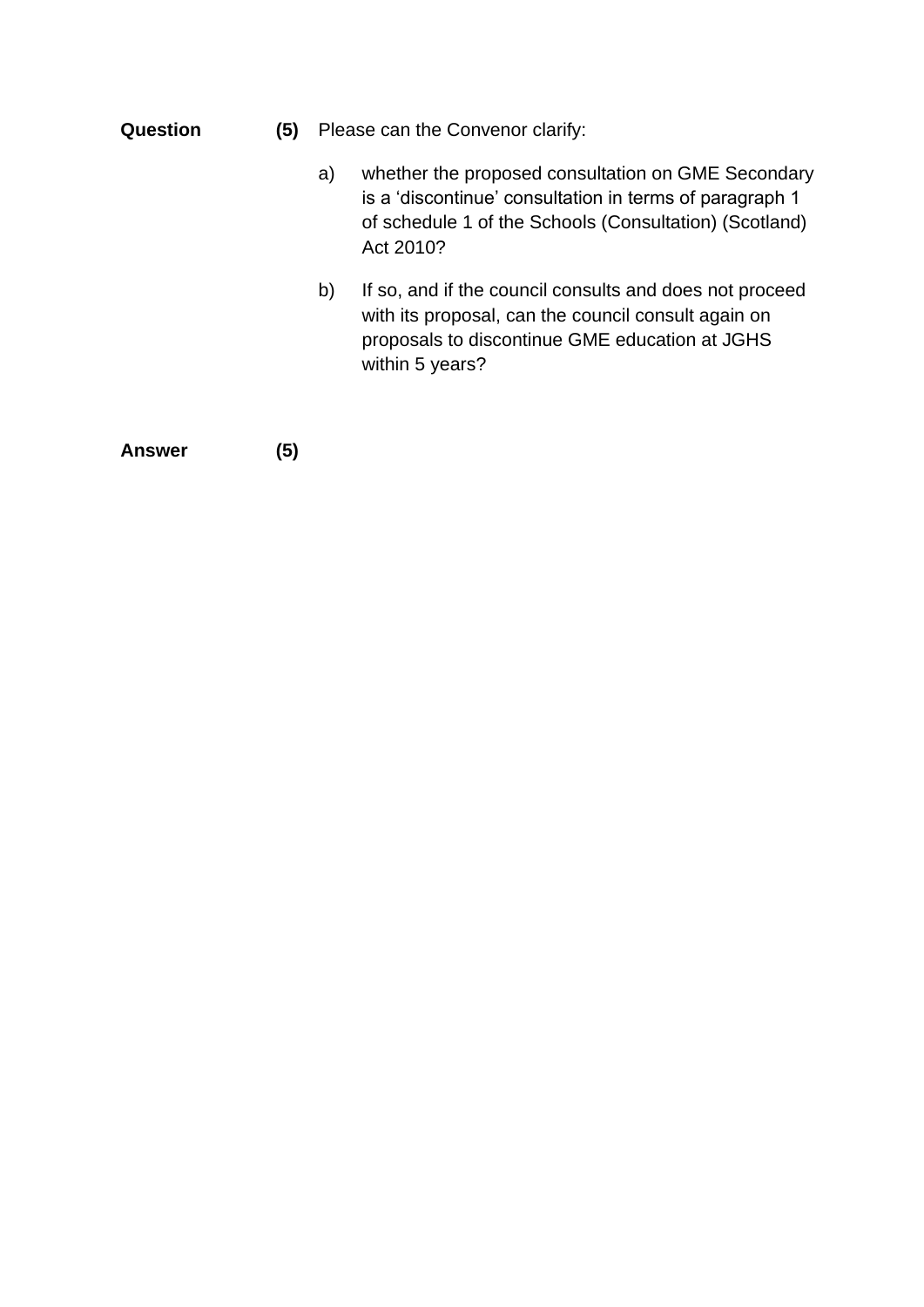**Question** **(5)** Please can the Convenor clarify:

a) whether the proposed consultation on GME Secondary is a ‘discontinue’ consultation in terms of paragraph 1 of schedule 1 of the Schools (Consultation) (Scotland) Act 2010?

b) If so, and if the council consults and does not proceed with its proposal, can the council consult again on proposals to discontinue GME education at JGHS within 5 years?

**Answer** **(5)**